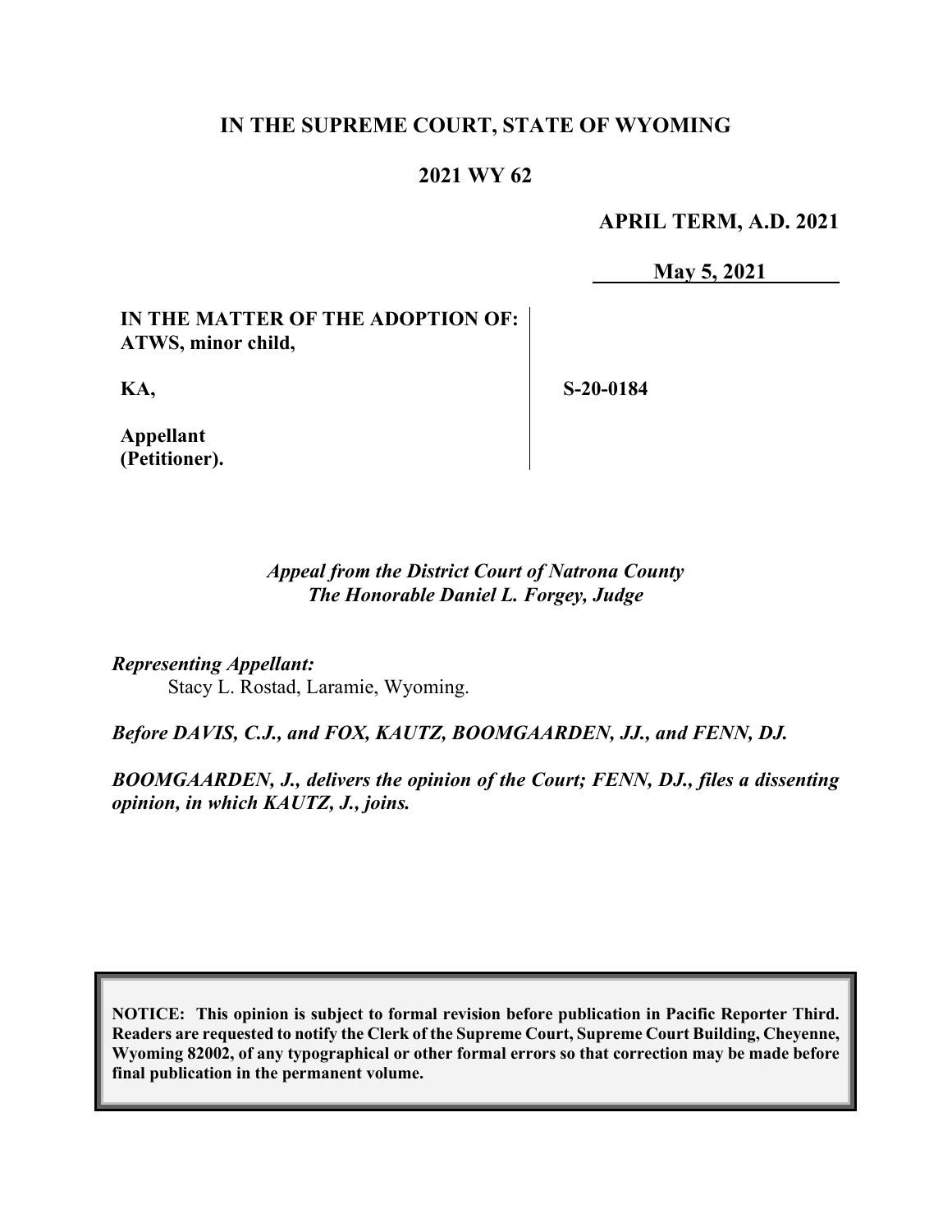# IN THE SUPREME COURT, STATE OF WYOMING

## 2021 WY 62

**APRIL TERM, A.D. 2021**

**May 5, 2021**

**IN THE MATTER OF THE ADOPTION OF: ATWS, minor child,**

**KA,**

**Appellant (Petitioner).**

**S-20-0184**

*Appeal from the District Court of Natrona County*
*The Honorable Daniel L. Forgey, Judge*

*Representing Appellant:*
Stacy L. Rostad, Laramie, Wyoming.

*Before DAVIS, C.J., and FOX, KAUTZ, BOOMGAARDEN, JJ., and FENN, DJ.*

*BOOMGAARDEN, J., delivers the opinion of the Court; FENN, DJ., files a dissenting opinion, in which KAUTZ, J., joins.*

**NOTICE: This opinion is subject to formal revision before publication in Pacific Reporter Third. Readers are requested to notify the Clerk of the Supreme Court, Supreme Court Building, Cheyenne, Wyoming 82002, of any typographical or other formal errors so that correction may be made before final publication in the permanent volume.**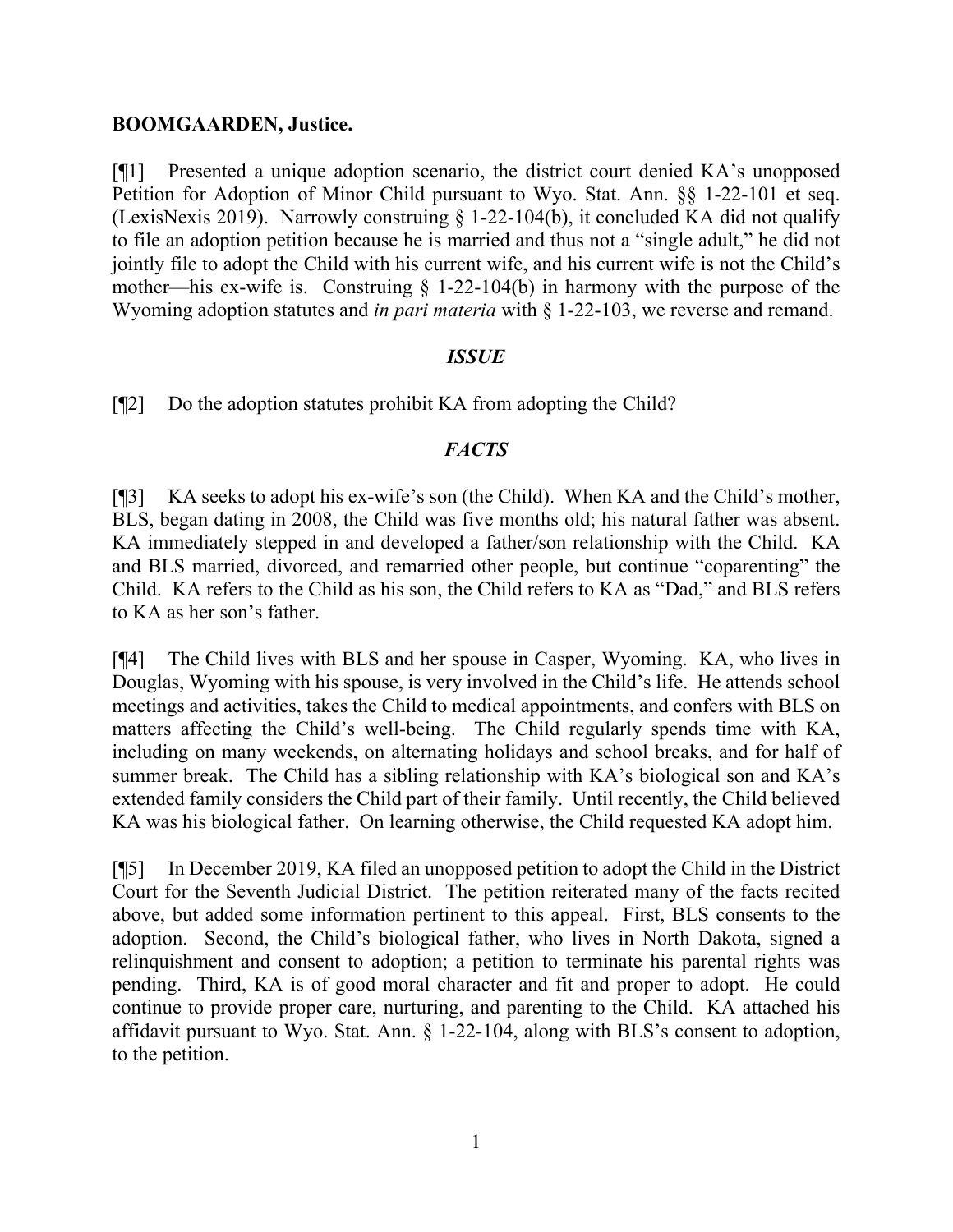**BOOMGAARDEN, Justice.**

[¶1] Presented a unique adoption scenario, the district court denied KA's unopposed Petition for Adoption of Minor Child pursuant to Wyo. Stat. Ann. §§ 1-22-101 et seq. (LexisNexis 2019). Narrowly construing § 1-22-104(b), it concluded KA did not qualify to file an adoption petition because he is married and thus not a "single adult," he did not jointly file to adopt the Child with his current wife, and his current wife is not the Child's mother—his ex-wife is. Construing § 1-22-104(b) in harmony with the purpose of the Wyoming adoption statutes and *in pari materia* with § 1-22-103, we reverse and remand.

## *ISSUE*

[¶2] Do the adoption statutes prohibit KA from adopting the Child?

## *FACTS*

[¶3] KA seeks to adopt his ex-wife's son (the Child). When KA and the Child's mother, BLS, began dating in 2008, the Child was five months old; his natural father was absent. KA immediately stepped in and developed a father/son relationship with the Child. KA and BLS married, divorced, and remarried other people, but continue "coparenting" the Child. KA refers to the Child as his son, the Child refers to KA as "Dad," and BLS refers to KA as her son's father.

[¶4] The Child lives with BLS and her spouse in Casper, Wyoming. KA, who lives in Douglas, Wyoming with his spouse, is very involved in the Child's life. He attends school meetings and activities, takes the Child to medical appointments, and confers with BLS on matters affecting the Child's well-being. The Child regularly spends time with KA, including on many weekends, on alternating holidays and school breaks, and for half of summer break. The Child has a sibling relationship with KA's biological son and KA's extended family considers the Child part of their family. Until recently, the Child believed KA was his biological father. On learning otherwise, the Child requested KA adopt him.

[¶5] In December 2019, KA filed an unopposed petition to adopt the Child in the District Court for the Seventh Judicial District. The petition reiterated many of the facts recited above, but added some information pertinent to this appeal. First, BLS consents to the adoption. Second, the Child's biological father, who lives in North Dakota, signed a relinquishment and consent to adoption; a petition to terminate his parental rights was pending. Third, KA is of good moral character and fit and proper to adopt. He could continue to provide proper care, nurturing, and parenting to the Child. KA attached his affidavit pursuant to Wyo. Stat. Ann. § 1-22-104, along with BLS's consent to adoption, to the petition.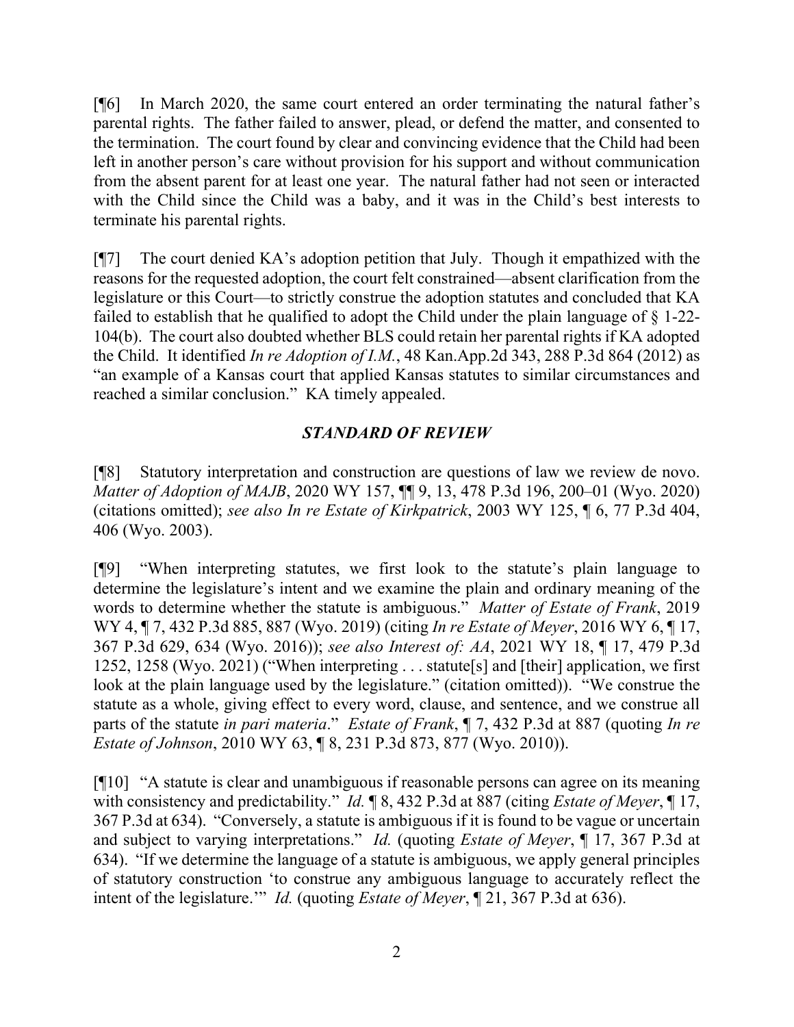[¶6] In March 2020, the same court entered an order terminating the natural father's parental rights. The father failed to answer, plead, or defend the matter, and consented to the termination. The court found by clear and convincing evidence that the Child had been left in another person's care without provision for his support and without communication from the absent parent for at least one year. The natural father had not seen or interacted with the Child since the Child was a baby, and it was in the Child's best interests to terminate his parental rights.

[¶7] The court denied KA's adoption petition that July. Though it empathized with the reasons for the requested adoption, the court felt constrained—absent clarification from the legislature or this Court—to strictly construe the adoption statutes and concluded that KA failed to establish that he qualified to adopt the Child under the plain language of § 1-22-104(b). The court also doubted whether BLS could retain her parental rights if KA adopted the Child. It identified *In re Adoption of I.M.*, 48 Kan.App.2d 343, 288 P.3d 864 (2012) as "an example of a Kansas court that applied Kansas statutes to similar circumstances and reached a similar conclusion." KA timely appealed.

## *STANDARD OF REVIEW*

[¶8] Statutory interpretation and construction are questions of law we review de novo. *Matter of Adoption of MAJB*, 2020 WY 157, ¶¶ 9, 13, 478 P.3d 196, 200–01 (Wyo. 2020) (citations omitted); *see also In re Estate of Kirkpatrick*, 2003 WY 125, ¶ 6, 77 P.3d 404, 406 (Wyo. 2003).

[¶9] "When interpreting statutes, we first look to the statute's plain language to determine the legislature's intent and we examine the plain and ordinary meaning of the words to determine whether the statute is ambiguous." *Matter of Estate of Frank*, 2019 WY 4, ¶ 7, 432 P.3d 885, 887 (Wyo. 2019) (citing *In re Estate of Meyer*, 2016 WY 6, ¶ 17, 367 P.3d 629, 634 (Wyo. 2016)); *see also Interest of: AA*, 2021 WY 18, ¶ 17, 479 P.3d 1252, 1258 (Wyo. 2021) ("When interpreting . . . statute[s] and [their] application, we first look at the plain language used by the legislature." (citation omitted)). "We construe the statute as a whole, giving effect to every word, clause, and sentence, and we construe all parts of the statute *in pari materia*." *Estate of Frank*, ¶ 7, 432 P.3d at 887 (quoting *In re Estate of Johnson*, 2010 WY 63, ¶ 8, 231 P.3d 873, 877 (Wyo. 2010)).

[¶10] "A statute is clear and unambiguous if reasonable persons can agree on its meaning with consistency and predictability." *Id.* ¶ 8, 432 P.3d at 887 (citing *Estate of Meyer*, ¶ 17, 367 P.3d at 634). "Conversely, a statute is ambiguous if it is found to be vague or uncertain and subject to varying interpretations." *Id.* (quoting *Estate of Meyer*, ¶ 17, 367 P.3d at 634). "If we determine the language of a statute is ambiguous, we apply general principles of statutory construction 'to construe any ambiguous language to accurately reflect the intent of the legislature.'" *Id.* (quoting *Estate of Meyer*, ¶ 21, 367 P.3d at 636).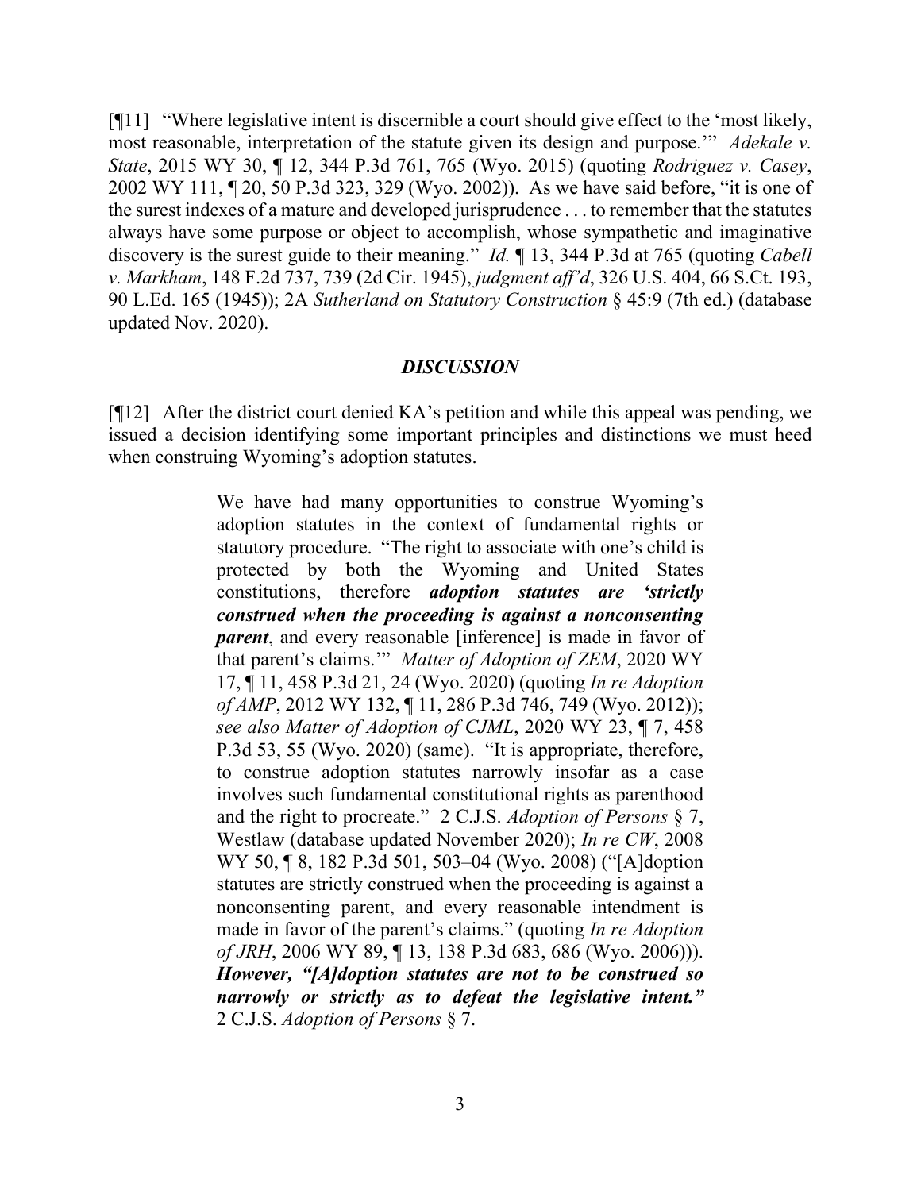[¶11] "Where legislative intent is discernible a court should give effect to the 'most likely, most reasonable, interpretation of the statute given its design and purpose.'" *Adekale v. State*, 2015 WY 30, ¶ 12, 344 P.3d 761, 765 (Wyo. 2015) (quoting *Rodriguez v. Casey*, 2002 WY 111, ¶ 20, 50 P.3d 323, 329 (Wyo. 2002)). As we have said before, "it is one of the surest indexes of a mature and developed jurisprudence . . . to remember that the statutes always have some purpose or object to accomplish, whose sympathetic and imaginative discovery is the surest guide to their meaning." *Id.* ¶ 13, 344 P.3d at 765 (quoting *Cabell v. Markham*, 148 F.2d 737, 739 (2d Cir. 1945), *judgment aff'd*, 326 U.S. 404, 66 S.Ct. 193, 90 L.Ed. 165 (1945)); 2A *Sutherland on Statutory Construction* § 45:9 (7th ed.) (database updated Nov. 2020).

### *DISCUSSION*

[¶12] After the district court denied KA's petition and while this appeal was pending, we issued a decision identifying some important principles and distinctions we must heed when construing Wyoming's adoption statutes.

> We have had many opportunities to construe Wyoming's adoption statutes in the context of fundamental rights or statutory procedure. "The right to associate with one's child is protected by both the Wyoming and United States constitutions, therefore ***adoption statutes are 'strictly construed when the proceeding is against a nonconsenting parent***, and every reasonable [inference] is made in favor of that parent's claims.'" *Matter of Adoption of ZEM*, 2020 WY 17, ¶ 11, 458 P.3d 21, 24 (Wyo. 2020) (quoting *In re Adoption of AMP*, 2012 WY 132, ¶ 11, 286 P.3d 746, 749 (Wyo. 2012)); *see also Matter of Adoption of CJML*, 2020 WY 23, ¶ 7, 458 P.3d 53, 55 (Wyo. 2020) (same). "It is appropriate, therefore, to construe adoption statutes narrowly insofar as a case involves such fundamental constitutional rights as parenthood and the right to procreate." 2 C.J.S. *Adoption of Persons* § 7, Westlaw (database updated November 2020); *In re CW*, 2008 WY 50, ¶ 8, 182 P.3d 501, 503–04 (Wyo. 2008) ("[A]doption statutes are strictly construed when the proceeding is against a nonconsenting parent, and every reasonable intendment is made in favor of the parent's claims." (quoting *In re Adoption of JRH*, 2006 WY 89, ¶ 13, 138 P.3d 683, 686 (Wyo. 2006))). ***However, "[A]doption statutes are not to be construed so narrowly or strictly as to defeat the legislative intent."*** 2 C.J.S. *Adoption of Persons* § 7.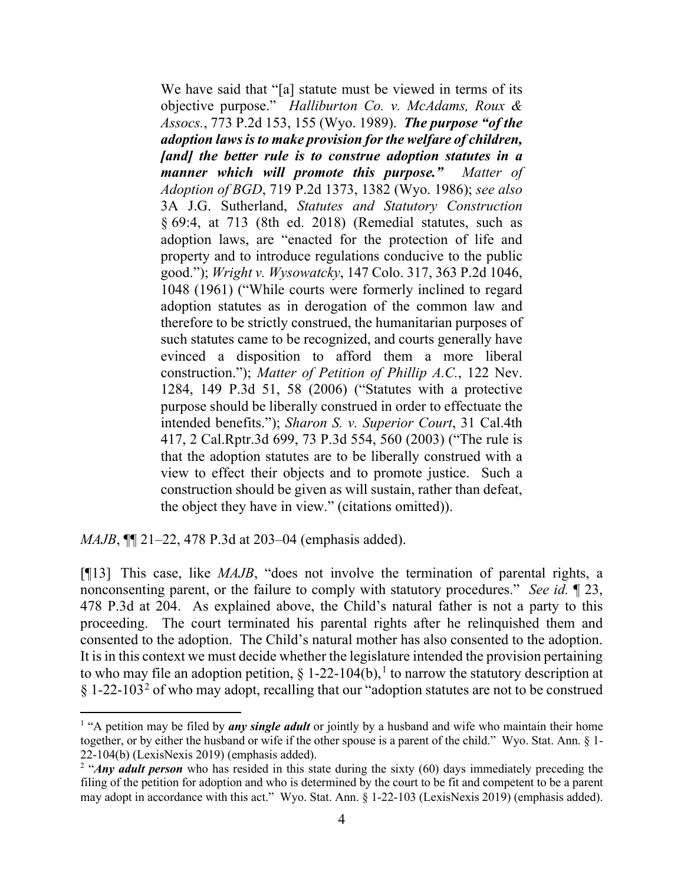> We have said that "[a] statute must be viewed in terms of its objective purpose." *Halliburton Co. v. McAdams, Roux & Assocs.*, 773 P.2d 153, 155 (Wyo. 1989). ***The purpose "of the adoption laws is to make provision for the welfare of children, [and] the better rule is to construe adoption statutes in a manner which will promote this purpose."*** *Matter of Adoption of BGD*, 719 P.2d 1373, 1382 (Wyo. 1986); *see also* 3A J.G. Sutherland, *Statutes and Statutory Construction* § 69:4, at 713 (8th ed. 2018) (Remedial statutes, such as adoption laws, are "enacted for the protection of life and property and to introduce regulations conducive to the public good."); *Wright v. Wysowatcky*, 147 Colo. 317, 363 P.2d 1046, 1048 (1961) ("While courts were formerly inclined to regard adoption statutes as in derogation of the common law and therefore to be strictly construed, the humanitarian purposes of such statutes came to be recognized, and courts generally have evinced a disposition to afford them a more liberal construction."); *Matter of Petition of Phillip A.C.*, 122 Nev. 1284, 149 P.3d 51, 58 (2006) ("Statutes with a protective purpose should be liberally construed in order to effectuate the intended benefits."); *Sharon S. v. Superior Court*, 31 Cal.4th 417, 2 Cal.Rptr.3d 699, 73 P.3d 554, 560 (2003) ("The rule is that the adoption statutes are to be liberally construed with a view to effect their objects and to promote justice. Such a construction should be given as will sustain, rather than defeat, the object they have in view." (citations omitted)).

*MAJB*, ¶¶ 21–22, 478 P.3d at 203–04 (emphasis added).

[¶13] This case, like *MAJB*, "does not involve the termination of parental rights, a nonconsenting parent, or the failure to comply with statutory procedures." *See id.* ¶ 23, 478 P.3d at 204. As explained above, the Child's natural father is not a party to this proceeding. The court terminated his parental rights after he relinquished them and consented to the adoption. The Child's natural mother has also consented to the adoption. It is in this context we must decide whether the legislature intended the provision pertaining to who may file an adoption petition, § 1-22-104(b),[1] to narrow the statutory description at § 1-22-103[2] of who may adopt, recalling that our "adoption statutes are not to be construed

---

[1] "A petition may be filed by ***any single adult*** or jointly by a husband and wife who maintain their home together, or by either the husband or wife if the other spouse is a parent of the child." Wyo. Stat. Ann. § 1-22-104(b) (LexisNexis 2019) (emphasis added).

[2] "***Any adult person*** who has resided in this state during the sixty (60) days immediately preceding the filing of the petition for adoption and who is determined by the court to be fit and competent to be a parent may adopt in accordance with this act." Wyo. Stat. Ann. § 1-22-103 (LexisNexis 2019) (emphasis added).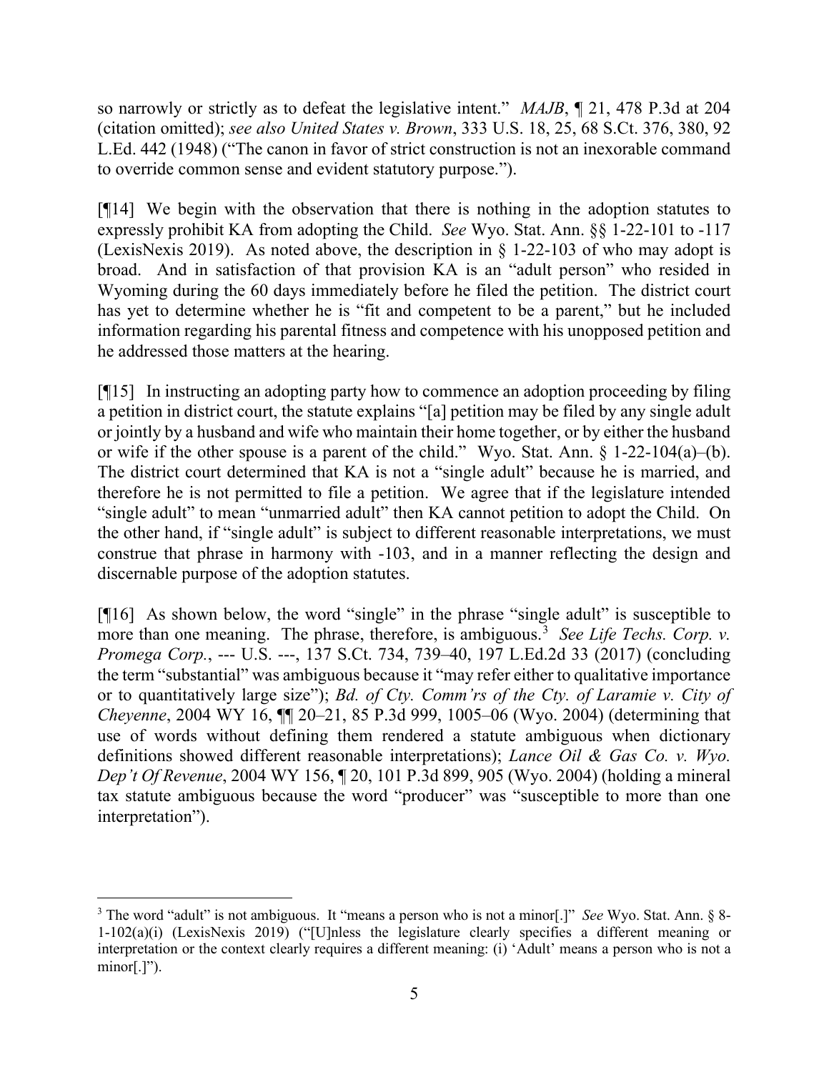so narrowly or strictly as to defeat the legislative intent." *MAJB*, ¶ 21, 478 P.3d at 204 (citation omitted); *see also United States v. Brown*, 333 U.S. 18, 25, 68 S.Ct. 376, 380, 92 L.Ed. 442 (1948) ("The canon in favor of strict construction is not an inexorable command to override common sense and evident statutory purpose.").

[¶14] We begin with the observation that there is nothing in the adoption statutes to expressly prohibit KA from adopting the Child. *See* Wyo. Stat. Ann. §§ 1-22-101 to -117 (LexisNexis 2019). As noted above, the description in § 1-22-103 of who may adopt is broad. And in satisfaction of that provision KA is an "adult person" who resided in Wyoming during the 60 days immediately before he filed the petition. The district court has yet to determine whether he is "fit and competent to be a parent," but he included information regarding his parental fitness and competence with his unopposed petition and he addressed those matters at the hearing.

[¶15] In instructing an adopting party how to commence an adoption proceeding by filing a petition in district court, the statute explains "[a] petition may be filed by any single adult or jointly by a husband and wife who maintain their home together, or by either the husband or wife if the other spouse is a parent of the child." Wyo. Stat. Ann. § 1-22-104(a)–(b). The district court determined that KA is not a "single adult" because he is married, and therefore he is not permitted to file a petition. We agree that if the legislature intended "single adult" to mean "unmarried adult" then KA cannot petition to adopt the Child. On the other hand, if "single adult" is subject to different reasonable interpretations, we must construe that phrase in harmony with -103, and in a manner reflecting the design and discernable purpose of the adoption statutes.

[¶16] As shown below, the word "single" in the phrase "single adult" is susceptible to more than one meaning. The phrase, therefore, is ambiguous.[3] *See Life Techs. Corp. v. Promega Corp.*, --- U.S. ---, 137 S.Ct. 734, 739–40, 197 L.Ed.2d 33 (2017) (concluding the term "substantial" was ambiguous because it "may refer either to qualitative importance or to quantitatively large size"); *Bd. of Cty. Comm'rs of the Cty. of Laramie v. City of Cheyenne*, 2004 WY 16, ¶¶ 20–21, 85 P.3d 999, 1005–06 (Wyo. 2004) (determining that use of words without defining them rendered a statute ambiguous when dictionary definitions showed different reasonable interpretations); *Lance Oil & Gas Co. v. Wyo. Dep't Of Revenue*, 2004 WY 156, ¶ 20, 101 P.3d 899, 905 (Wyo. 2004) (holding a mineral tax statute ambiguous because the word "producer" was "susceptible to more than one interpretation").

---

[3] The word "adult" is not ambiguous. It "means a person who is not a minor[.]" *See* Wyo. Stat. Ann. § 8-1-102(a)(i) (LexisNexis 2019) ("[U]nless the legislature clearly specifies a different meaning or interpretation or the context clearly requires a different meaning: (i) 'Adult' means a person who is not a minor[.]").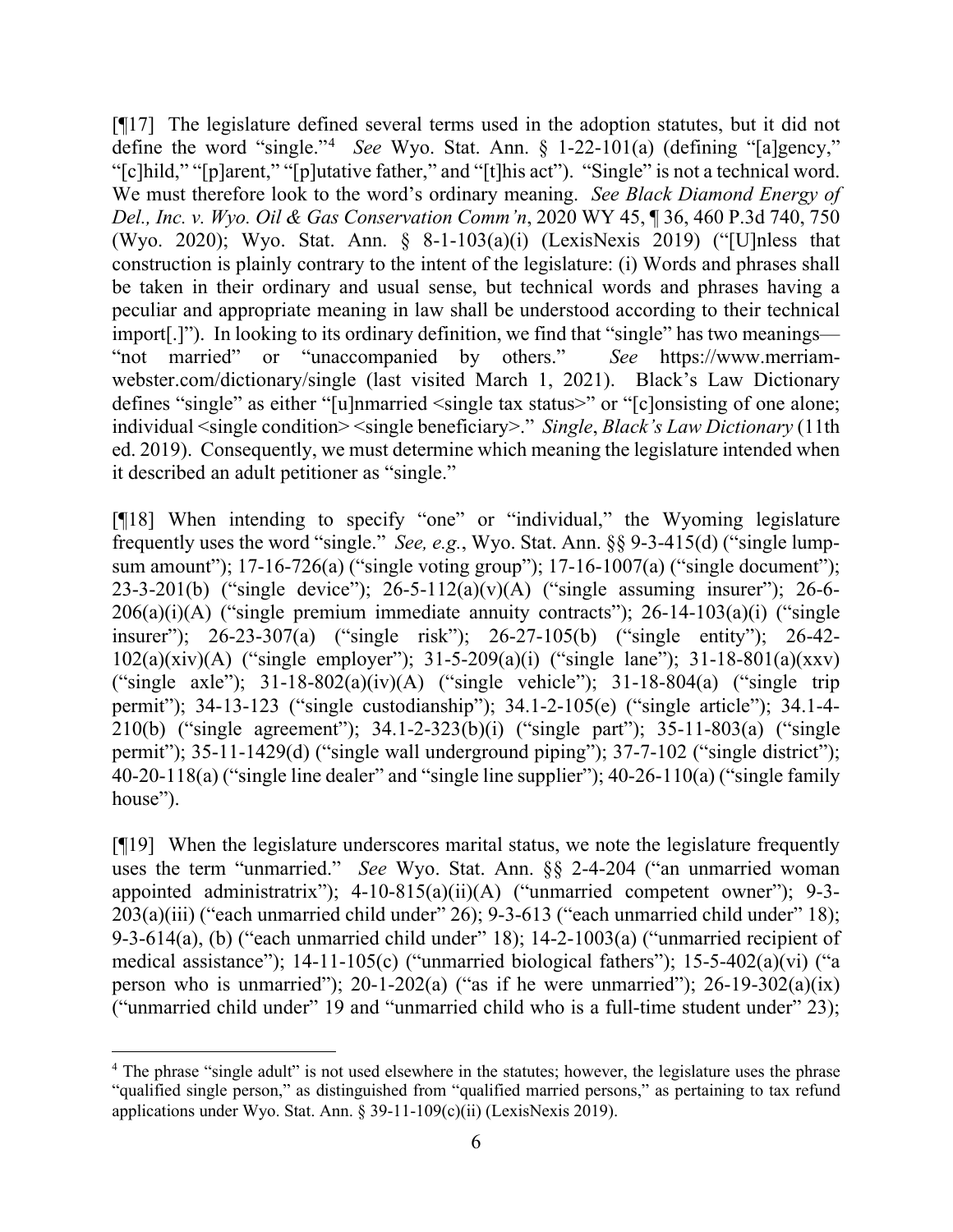[¶17] The legislature defined several terms used in the adoption statutes, but it did not define the word "single."[4] *See* Wyo. Stat. Ann. § 1-22-101(a) (defining "[a]gency," "[c]hild," "[p]arent," "[p]utative father," and "[t]his act"). "Single" is not a technical word. We must therefore look to the word's ordinary meaning. *See Black Diamond Energy of Del., Inc. v. Wyo. Oil & Gas Conservation Comm'n*, 2020 WY 45, ¶ 36, 460 P.3d 740, 750 (Wyo. 2020); Wyo. Stat. Ann. § 8-1-103(a)(i) (LexisNexis 2019) ("[U]nless that construction is plainly contrary to the intent of the legislature: (i) Words and phrases shall be taken in their ordinary and usual sense, but technical words and phrases having a peculiar and appropriate meaning in law shall be understood according to their technical import[.]"). In looking to its ordinary definition, we find that "single" has two meanings— "not married" or "unaccompanied by others." *See* https://www.merriam-webster.com/dictionary/single (last visited March 1, 2021). Black's Law Dictionary defines "single" as either "[u]nmarried <single tax status>" or "[c]onsisting of one alone; individual <single condition> <single beneficiary>." *Single*, *Black's Law Dictionary* (11th ed. 2019). Consequently, we must determine which meaning the legislature intended when it described an adult petitioner as "single."

[¶18] When intending to specify "one" or "individual," the Wyoming legislature frequently uses the word "single." *See, e.g.*, Wyo. Stat. Ann. §§ 9-3-415(d) ("single lump-sum amount"); 17-16-726(a) ("single voting group"); 17-16-1007(a) ("single document"); 23-3-201(b) ("single device"); 26-5-112(a)(v)(A) ("single assuming insurer"); 26-6-206(a)(i)(A) ("single premium immediate annuity contracts"); 26-14-103(a)(i) ("single insurer"); 26-23-307(a) ("single risk"); 26-27-105(b) ("single entity"); 26-42-102(a)(xiv)(A) ("single employer"); 31-5-209(a)(i) ("single lane"); 31-18-801(a)(xxv) ("single axle"); 31-18-802(a)(iv)(A) ("single vehicle"); 31-18-804(a) ("single trip permit"); 34-13-123 ("single custodianship"); 34.1-2-105(e) ("single article"); 34.1-4-210(b) ("single agreement"); 34.1-2-323(b)(i) ("single part"); 35-11-803(a) ("single permit"); 35-11-1429(d) ("single wall underground piping"); 37-7-102 ("single district"); 40-20-118(a) ("single line dealer" and "single line supplier"); 40-26-110(a) ("single family house").

[¶19] When the legislature underscores marital status, we note the legislature frequently uses the term "unmarried." *See* Wyo. Stat. Ann. §§ 2-4-204 ("an unmarried woman appointed administratrix"); 4-10-815(a)(ii)(A) ("unmarried competent owner"); 9-3-203(a)(iii) ("each unmarried child under" 26); 9-3-613 ("each unmarried child under" 18); 9-3-614(a), (b) ("each unmarried child under" 18); 14-2-1003(a) ("unmarried recipient of medical assistance"); 14-11-105(c) ("unmarried biological fathers"); 15-5-402(a)(vi) ("a person who is unmarried"); 20-1-202(a) ("as if he were unmarried"); 26-19-302(a)(ix) ("unmarried child under" 19 and "unmarried child who is a full-time student under" 23);

[4] The phrase "single adult" is not used elsewhere in the statutes; however, the legislature uses the phrase "qualified single person," as distinguished from "qualified married persons," as pertaining to tax refund applications under Wyo. Stat. Ann. § 39-11-109(c)(ii) (LexisNexis 2019).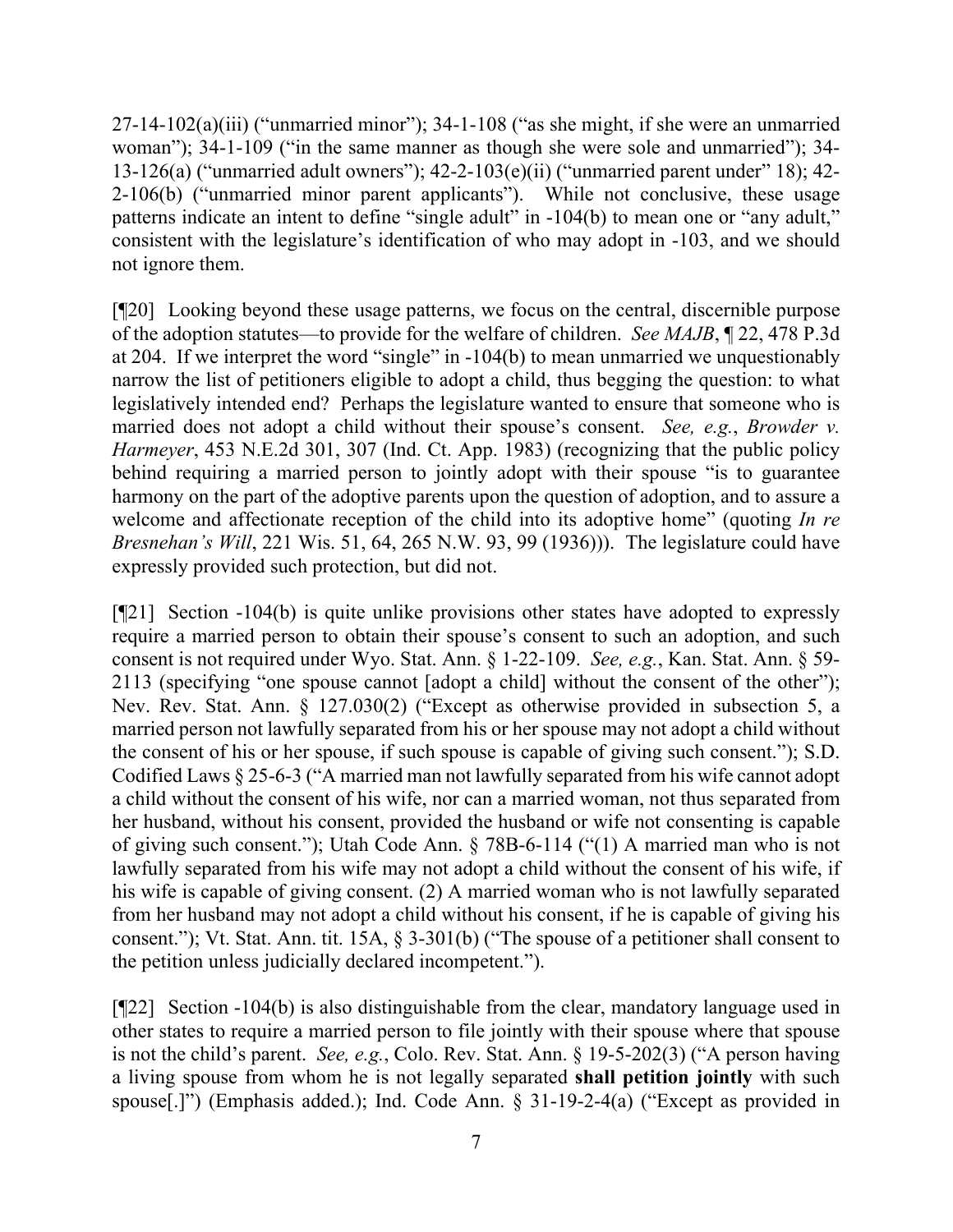27-14-102(a)(iii) ("unmarried minor"); 34-1-108 ("as she might, if she were an unmarried woman"); 34-1-109 ("in the same manner as though she were sole and unmarried"); 34-13-126(a) ("unmarried adult owners"); 42-2-103(e)(ii) ("unmarried parent under" 18); 42-2-106(b) ("unmarried minor parent applicants"). While not conclusive, these usage patterns indicate an intent to define "single adult" in -104(b) to mean one or "any adult," consistent with the legislature's identification of who may adopt in -103, and we should not ignore them.

[¶20] Looking beyond these usage patterns, we focus on the central, discernible purpose of the adoption statutes—to provide for the welfare of children. *See MAJB*, ¶ 22, 478 P.3d at 204. If we interpret the word "single" in -104(b) to mean unmarried we unquestionably narrow the list of petitioners eligible to adopt a child, thus begging the question: to what legislatively intended end? Perhaps the legislature wanted to ensure that someone who is married does not adopt a child without their spouse's consent. *See, e.g.*, *Browder v. Harmeyer*, 453 N.E.2d 301, 307 (Ind. Ct. App. 1983) (recognizing that the public policy behind requiring a married person to jointly adopt with their spouse "is to guarantee harmony on the part of the adoptive parents upon the question of adoption, and to assure a welcome and affectionate reception of the child into its adoptive home" (quoting *In re Bresnehan's Will*, 221 Wis. 51, 64, 265 N.W. 93, 99 (1936))). The legislature could have expressly provided such protection, but did not.

[¶21] Section -104(b) is quite unlike provisions other states have adopted to expressly require a married person to obtain their spouse's consent to such an adoption, and such consent is not required under Wyo. Stat. Ann. § 1-22-109. *See, e.g.*, Kan. Stat. Ann. § 59-2113 (specifying "one spouse cannot [adopt a child] without the consent of the other"); Nev. Rev. Stat. Ann. § 127.030(2) ("Except as otherwise provided in subsection 5, a married person not lawfully separated from his or her spouse may not adopt a child without the consent of his or her spouse, if such spouse is capable of giving such consent."); S.D. Codified Laws § 25-6-3 ("A married man not lawfully separated from his wife cannot adopt a child without the consent of his wife, nor can a married woman, not thus separated from her husband, without his consent, provided the husband or wife not consenting is capable of giving such consent."); Utah Code Ann. § 78B-6-114 ("(1) A married man who is not lawfully separated from his wife may not adopt a child without the consent of his wife, if his wife is capable of giving consent. (2) A married woman who is not lawfully separated from her husband may not adopt a child without his consent, if he is capable of giving his consent."); Vt. Stat. Ann. tit. 15A, § 3-301(b) ("The spouse of a petitioner shall consent to the petition unless judicially declared incompetent.").

[¶22] Section -104(b) is also distinguishable from the clear, mandatory language used in other states to require a married person to file jointly with their spouse where that spouse is not the child's parent. *See, e.g.*, Colo. Rev. Stat. Ann. § 19-5-202(3) ("A person having a living spouse from whom he is not legally separated **shall petition jointly** with such spouse[.]") (Emphasis added.); Ind. Code Ann. § 31-19-2-4(a) ("Except as provided in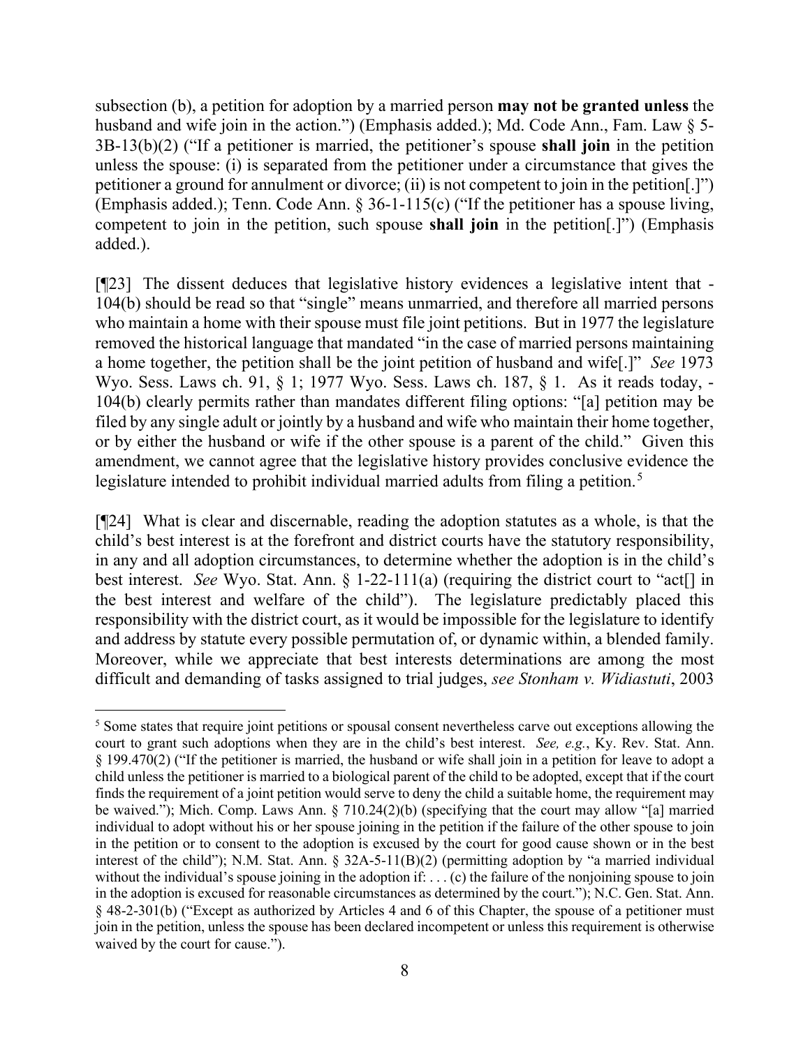subsection (b), a petition for adoption by a married person **may not be granted unless** the husband and wife join in the action.") (Emphasis added.); Md. Code Ann., Fam. Law § 5-3B-13(b)(2) ("If a petitioner is married, the petitioner's spouse **shall join** in the petition unless the spouse: (i) is separated from the petitioner under a circumstance that gives the petitioner a ground for annulment or divorce; (ii) is not competent to join in the petition[.]") (Emphasis added.); Tenn. Code Ann. § 36-1-115(c) ("If the petitioner has a spouse living, competent to join in the petition, such spouse **shall join** in the petition[.]") (Emphasis added.).

[¶23] The dissent deduces that legislative history evidences a legislative intent that -104(b) should be read so that "single" means unmarried, and therefore all married persons who maintain a home with their spouse must file joint petitions. But in 1977 the legislature removed the historical language that mandated "in the case of married persons maintaining a home together, the petition shall be the joint petition of husband and wife[.]" *See* 1973 Wyo. Sess. Laws ch. 91, § 1; 1977 Wyo. Sess. Laws ch. 187, § 1. As it reads today, -104(b) clearly permits rather than mandates different filing options: "[a] petition may be filed by any single adult or jointly by a husband and wife who maintain their home together, or by either the husband or wife if the other spouse is a parent of the child." Given this amendment, we cannot agree that the legislative history provides conclusive evidence the legislature intended to prohibit individual married adults from filing a petition.[5]

[¶24] What is clear and discernable, reading the adoption statutes as a whole, is that the child's best interest is at the forefront and district courts have the statutory responsibility, in any and all adoption circumstances, to determine whether the adoption is in the child's best interest. *See* Wyo. Stat. Ann. § 1-22-111(a) (requiring the district court to "act[] in the best interest and welfare of the child"). The legislature predictably placed this responsibility with the district court, as it would be impossible for the legislature to identify and address by statute every possible permutation of, or dynamic within, a blended family. Moreover, while we appreciate that best interests determinations are among the most difficult and demanding of tasks assigned to trial judges, *see Stonham v. Widiastuti*, 2003

---

[5] Some states that require joint petitions or spousal consent nevertheless carve out exceptions allowing the court to grant such adoptions when they are in the child's best interest. *See, e.g.*, Ky. Rev. Stat. Ann. § 199.470(2) ("If the petitioner is married, the husband or wife shall join in a petition for leave to adopt a child unless the petitioner is married to a biological parent of the child to be adopted, except that if the court finds the requirement of a joint petition would serve to deny the child a suitable home, the requirement may be waived."); Mich. Comp. Laws Ann. § 710.24(2)(b) (specifying that the court may allow "[a] married individual to adopt without his or her spouse joining in the petition if the failure of the other spouse to join in the petition or to consent to the adoption is excused by the court for good cause shown or in the best interest of the child"); N.M. Stat. Ann. § 32A-5-11(B)(2) (permitting adoption by "a married individual without the individual's spouse joining in the adoption if: . . . (c) the failure of the nonjoining spouse to join in the adoption is excused for reasonable circumstances as determined by the court."); N.C. Gen. Stat. Ann. § 48-2-301(b) ("Except as authorized by Articles 4 and 6 of this Chapter, the spouse of a petitioner must join in the petition, unless the spouse has been declared incompetent or unless this requirement is otherwise waived by the court for cause.").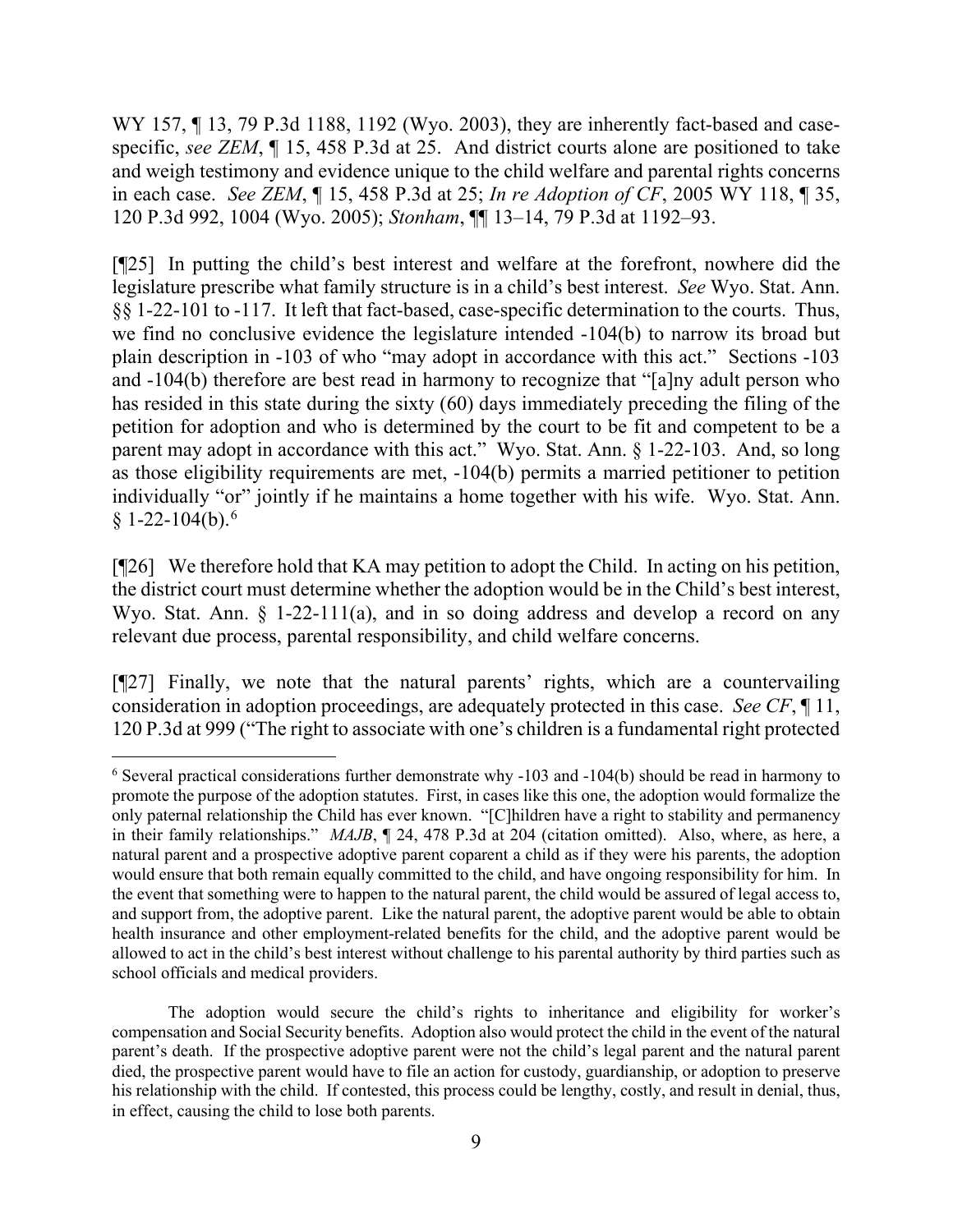WY 157, ¶ 13, 79 P.3d 1188, 1192 (Wyo. 2003), they are inherently fact-based and case-specific, *see ZEM*, ¶ 15, 458 P.3d at 25. And district courts alone are positioned to take and weigh testimony and evidence unique to the child welfare and parental rights concerns in each case. *See ZEM*, ¶ 15, 458 P.3d at 25; *In re Adoption of CF*, 2005 WY 118, ¶ 35, 120 P.3d 992, 1004 (Wyo. 2005); *Stonham*, ¶¶ 13–14, 79 P.3d at 1192–93.

[¶25] In putting the child's best interest and welfare at the forefront, nowhere did the legislature prescribe what family structure is in a child's best interest. *See* Wyo. Stat. Ann. §§ 1-22-101 to -117. It left that fact-based, case-specific determination to the courts. Thus, we find no conclusive evidence the legislature intended -104(b) to narrow its broad but plain description in -103 of who "may adopt in accordance with this act." Sections -103 and -104(b) therefore are best read in harmony to recognize that "[a]ny adult person who has resided in this state during the sixty (60) days immediately preceding the filing of the petition for adoption and who is determined by the court to be fit and competent to be a parent may adopt in accordance with this act." Wyo. Stat. Ann. § 1-22-103. And, so long as those eligibility requirements are met, -104(b) permits a married petitioner to petition individually "or" jointly if he maintains a home together with his wife. Wyo. Stat. Ann. § 1-22-104(b).[6]

[¶26] We therefore hold that KA may petition to adopt the Child. In acting on his petition, the district court must determine whether the adoption would be in the Child's best interest, Wyo. Stat. Ann. § 1-22-111(a), and in so doing address and develop a record on any relevant due process, parental responsibility, and child welfare concerns.

[¶27] Finally, we note that the natural parents' rights, which are a countervailing consideration in adoption proceedings, are adequately protected in this case. *See CF*, ¶ 11, 120 P.3d at 999 ("The right to associate with one's children is a fundamental right protected

---

[6] Several practical considerations further demonstrate why -103 and -104(b) should be read in harmony to promote the purpose of the adoption statutes. First, in cases like this one, the adoption would formalize the only paternal relationship the Child has ever known. "[C]hildren have a right to stability and permanency in their family relationships." *MAJB*, ¶ 24, 478 P.3d at 204 (citation omitted). Also, where, as here, a natural parent and a prospective adoptive parent coparent a child as if they were his parents, the adoption would ensure that both remain equally committed to the child, and have ongoing responsibility for him. In the event that something were to happen to the natural parent, the child would be assured of legal access to, and support from, the adoptive parent. Like the natural parent, the adoptive parent would be able to obtain health insurance and other employment-related benefits for the child, and the adoptive parent would be allowed to act in the child's best interest without challenge to his parental authority by third parties such as school officials and medical providers.

The adoption would secure the child's rights to inheritance and eligibility for worker's compensation and Social Security benefits. Adoption also would protect the child in the event of the natural parent's death. If the prospective adoptive parent were not the child's legal parent and the natural parent died, the prospective parent would have to file an action for custody, guardianship, or adoption to preserve his relationship with the child. If contested, this process could be lengthy, costly, and result in denial, thus, in effect, causing the child to lose both parents.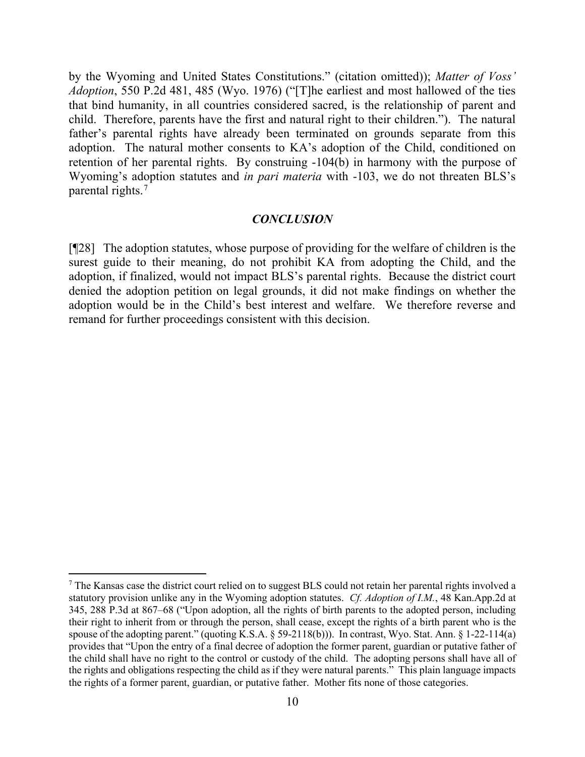by the Wyoming and United States Constitutions." (citation omitted)); *Matter of Voss' Adoption*, 550 P.2d 481, 485 (Wyo. 1976) ("[T]he earliest and most hallowed of the ties that bind humanity, in all countries considered sacred, is the relationship of parent and child. Therefore, parents have the first and natural right to their children."). The natural father's parental rights have already been terminated on grounds separate from this adoption. The natural mother consents to KA's adoption of the Child, conditioned on retention of her parental rights. By construing -104(b) in harmony with the purpose of Wyoming's adoption statutes and *in pari materia* with -103, we do not threaten BLS's parental rights.[7]

## *CONCLUSION*

[¶28] The adoption statutes, whose purpose of providing for the welfare of children is the surest guide to their meaning, do not prohibit KA from adopting the Child, and the adoption, if finalized, would not impact BLS's parental rights. Because the district court denied the adoption petition on legal grounds, it did not make findings on whether the adoption would be in the Child's best interest and welfare. We therefore reverse and remand for further proceedings consistent with this decision.

---

[7] The Kansas case the district court relied on to suggest BLS could not retain her parental rights involved a statutory provision unlike any in the Wyoming adoption statutes. *Cf. Adoption of I.M.*, 48 Kan.App.2d at 345, 288 P.3d at 867–68 ("Upon adoption, all the rights of birth parents to the adopted person, including their right to inherit from or through the person, shall cease, except the rights of a birth parent who is the spouse of the adopting parent." (quoting K.S.A. § 59-2118(b))). In contrast, Wyo. Stat. Ann. § 1-22-114(a) provides that "Upon the entry of a final decree of adoption the former parent, guardian or putative father of the child shall have no right to the control or custody of the child. The adopting persons shall have all of the rights and obligations respecting the child as if they were natural parents." This plain language impacts the rights of a former parent, guardian, or putative father. Mother fits none of those categories.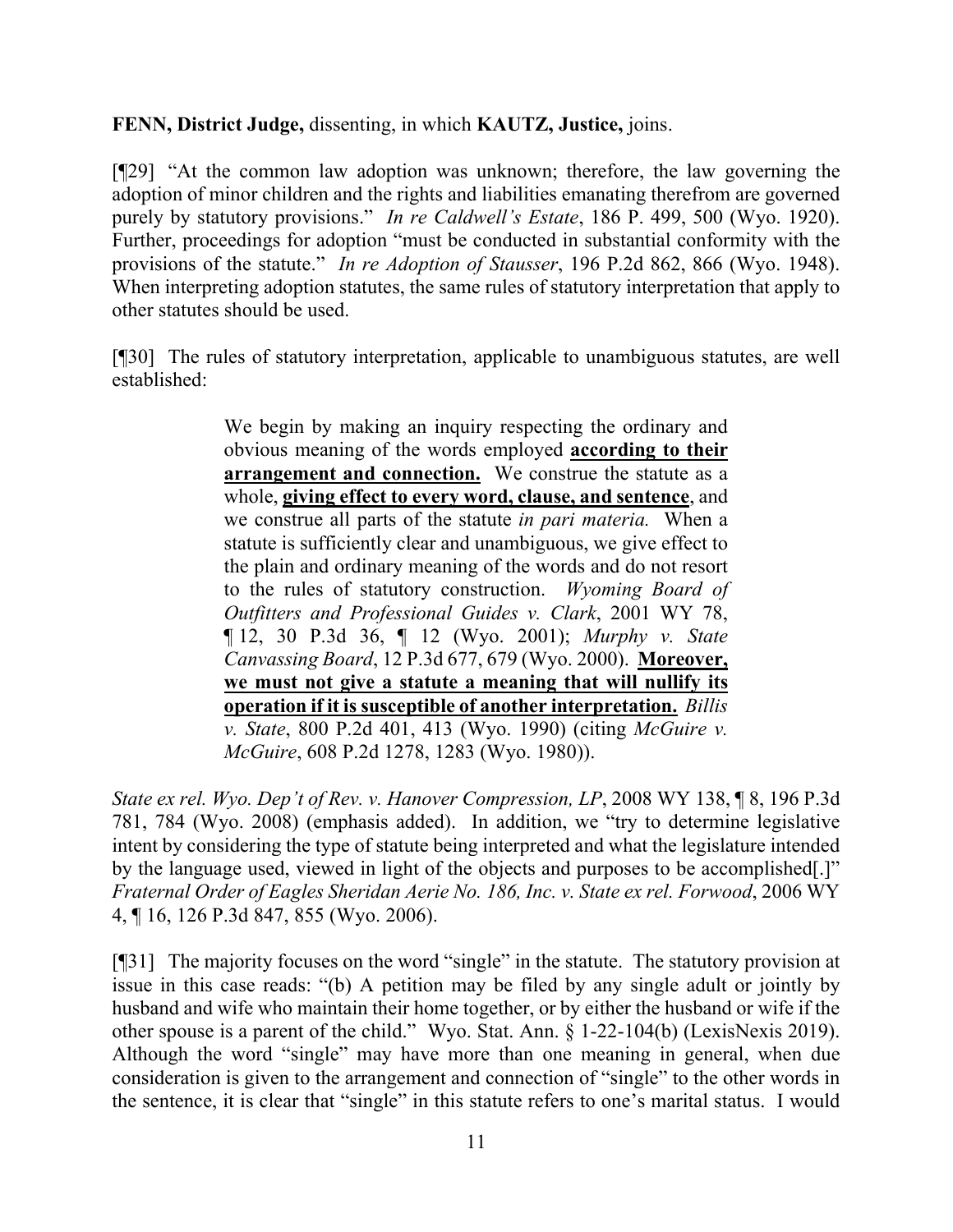**FENN, District Judge,** dissenting, in which **KAUTZ, Justice,** joins.

[¶29] "At the common law adoption was unknown; therefore, the law governing the adoption of minor children and the rights and liabilities emanating therefrom are governed purely by statutory provisions." *In re Caldwell's Estate*, 186 P. 499, 500 (Wyo. 1920). Further, proceedings for adoption "must be conducted in substantial conformity with the provisions of the statute." *In re Adoption of Stausser*, 196 P.2d 862, 866 (Wyo. 1948). When interpreting adoption statutes, the same rules of statutory interpretation that apply to other statutes should be used.

[¶30] The rules of statutory interpretation, applicable to unambiguous statutes, are well established:

> We begin by making an inquiry respecting the ordinary and obvious meaning of the words employed **<u>according to their arrangement and connection.</u>** We construe the statute as a whole, **<u>giving effect to every word, clause, and sentence</u>**, and we construe all parts of the statute *in pari materia.* When a statute is sufficiently clear and unambiguous, we give effect to the plain and ordinary meaning of the words and do not resort to the rules of statutory construction. *Wyoming Board of Outfitters and Professional Guides v. Clark*, 2001 WY 78, ¶ 12, 30 P.3d 36, ¶ 12 (Wyo. 2001); *Murphy v. State Canvassing Board*, 12 P.3d 677, 679 (Wyo. 2000). **<u>Moreover, we must not give a statute a meaning that will nullify its operation if it is susceptible of another interpretation.</u>** *Billis v. State*, 800 P.2d 401, 413 (Wyo. 1990) (citing *McGuire v. McGuire*, 608 P.2d 1278, 1283 (Wyo. 1980)).

*State ex rel. Wyo. Dep't of Rev. v. Hanover Compression, LP*, 2008 WY 138, ¶ 8, 196 P.3d 781, 784 (Wyo. 2008) (emphasis added). In addition, we "try to determine legislative intent by considering the type of statute being interpreted and what the legislature intended by the language used, viewed in light of the objects and purposes to be accomplished[.]" *Fraternal Order of Eagles Sheridan Aerie No. 186, Inc. v. State ex rel. Forwood*, 2006 WY 4, ¶ 16, 126 P.3d 847, 855 (Wyo. 2006).

[¶31] The majority focuses on the word "single" in the statute. The statutory provision at issue in this case reads: "(b) A petition may be filed by any single adult or jointly by husband and wife who maintain their home together, or by either the husband or wife if the other spouse is a parent of the child." Wyo. Stat. Ann. § 1-22-104(b) (LexisNexis 2019). Although the word "single" may have more than one meaning in general, when due consideration is given to the arrangement and connection of "single" to the other words in the sentence, it is clear that "single" in this statute refers to one's marital status. I would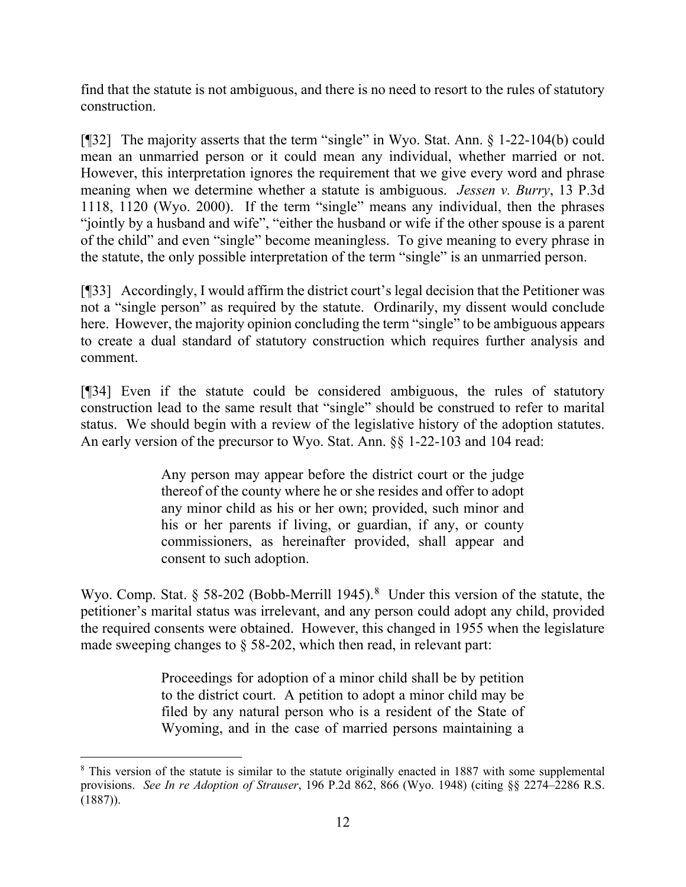find that the statute is not ambiguous, and there is no need to resort to the rules of statutory construction.

[¶32] The majority asserts that the term "single" in Wyo. Stat. Ann. § 1-22-104(b) could mean an unmarried person or it could mean any individual, whether married or not. However, this interpretation ignores the requirement that we give every word and phrase meaning when we determine whether a statute is ambiguous. *Jessen v. Burry*, 13 P.3d 1118, 1120 (Wyo. 2000). If the term "single" means any individual, then the phrases "jointly by a husband and wife", "either the husband or wife if the other spouse is a parent of the child" and even "single" become meaningless. To give meaning to every phrase in the statute, the only possible interpretation of the term "single" is an unmarried person.

[¶33] Accordingly, I would affirm the district court's legal decision that the Petitioner was not a "single person" as required by the statute. Ordinarily, my dissent would conclude here. However, the majority opinion concluding the term "single" to be ambiguous appears to create a dual standard of statutory construction which requires further analysis and comment.

[¶34] Even if the statute could be considered ambiguous, the rules of statutory construction lead to the same result that "single" should be construed to refer to marital status. We should begin with a review of the legislative history of the adoption statutes. An early version of the precursor to Wyo. Stat. Ann. §§ 1-22-103 and 104 read:

> Any person may appear before the district court or the judge thereof of the county where he or she resides and offer to adopt any minor child as his or her own; provided, such minor and his or her parents if living, or guardian, if any, or county commissioners, as hereinafter provided, shall appear and consent to such adoption.

Wyo. Comp. Stat. § 58-202 (Bobb-Merrill 1945).[8] Under this version of the statute, the petitioner's marital status was irrelevant, and any person could adopt any child, provided the required consents were obtained. However, this changed in 1955 when the legislature made sweeping changes to § 58-202, which then read, in relevant part:

> Proceedings for adoption of a minor child shall be by petition to the district court. A petition to adopt a minor child may be filed by any natural person who is a resident of the State of Wyoming, and in the case of married persons maintaining a

---

[8] This version of the statute is similar to the statute originally enacted in 1887 with some supplemental provisions. *See In re Adoption of Strauser*, 196 P.2d 862, 866 (Wyo. 1948) (citing §§ 2274–2286 R.S. (1887)).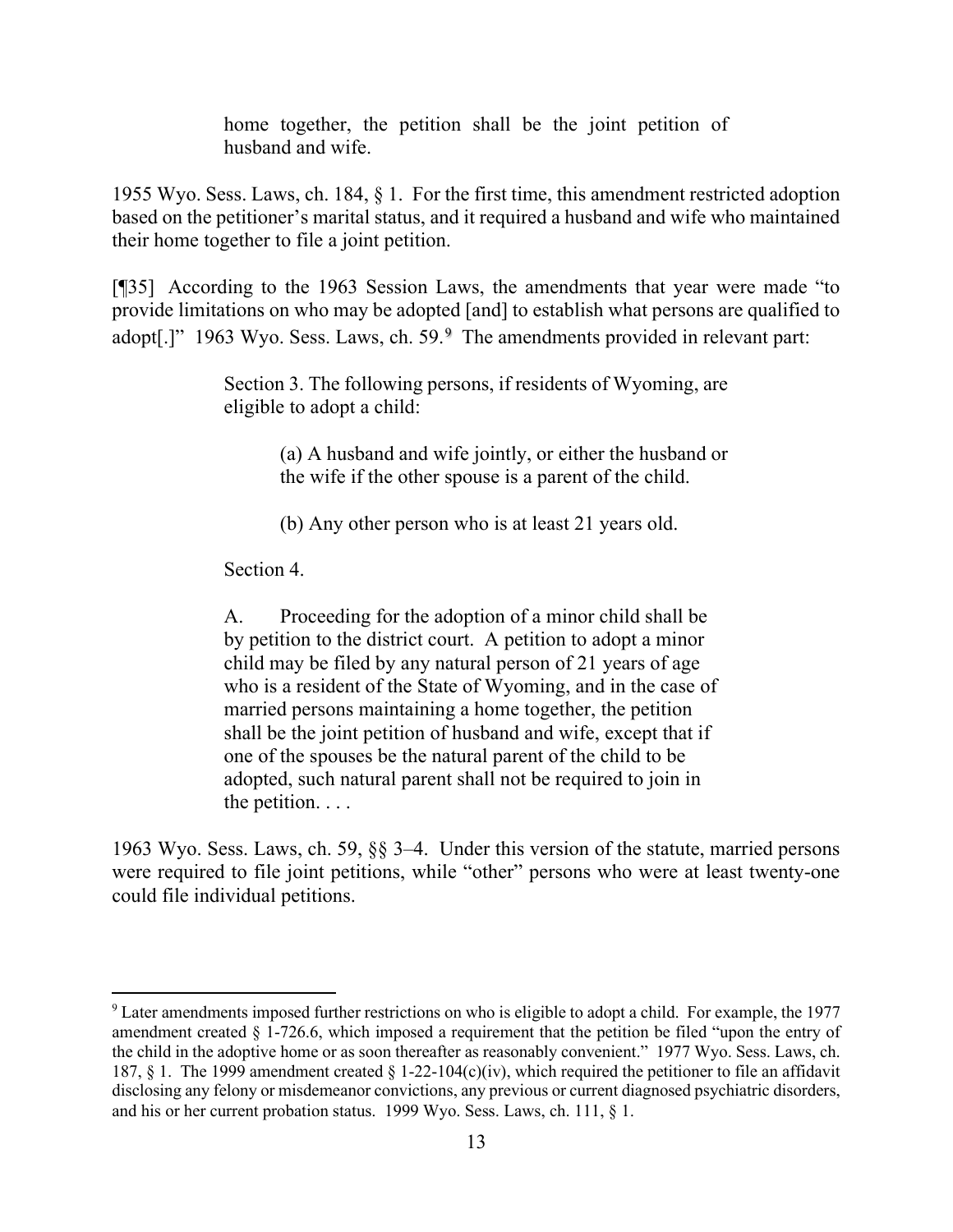> home together, the petition shall be the joint petition of husband and wife.

1955 Wyo. Sess. Laws, ch. 184, § 1. For the first time, this amendment restricted adoption based on the petitioner's marital status, and it required a husband and wife who maintained their home together to file a joint petition.

[¶35] According to the 1963 Session Laws, the amendments that year were made "to provide limitations on who may be adopted [and] to establish what persons are qualified to adopt[.]" 1963 Wyo. Sess. Laws, ch. 59.[9] The amendments provided in relevant part:

> Section 3. The following persons, if residents of Wyoming, are eligible to adopt a child:
>
> > (a) A husband and wife jointly, or either the husband or the wife if the other spouse is a parent of the child.
> >
> > (b) Any other person who is at least 21 years old.
>
> Section 4.
>
> A. Proceeding for the adoption of a minor child shall be by petition to the district court. A petition to adopt a minor child may be filed by any natural person of 21 years of age who is a resident of the State of Wyoming, and in the case of married persons maintaining a home together, the petition shall be the joint petition of husband and wife, except that if one of the spouses be the natural parent of the child to be adopted, such natural parent shall not be required to join in the petition. . . .

1963 Wyo. Sess. Laws, ch. 59, §§ 3–4. Under this version of the statute, married persons were required to file joint petitions, while "other" persons who were at least twenty-one could file individual petitions.

---

[9] Later amendments imposed further restrictions on who is eligible to adopt a child. For example, the 1977 amendment created § 1-726.6, which imposed a requirement that the petition be filed "upon the entry of the child in the adoptive home or as soon thereafter as reasonably convenient." 1977 Wyo. Sess. Laws, ch. 187, § 1. The 1999 amendment created § 1-22-104(c)(iv), which required the petitioner to file an affidavit disclosing any felony or misdemeanor convictions, any previous or current diagnosed psychiatric disorders, and his or her current probation status. 1999 Wyo. Sess. Laws, ch. 111, § 1.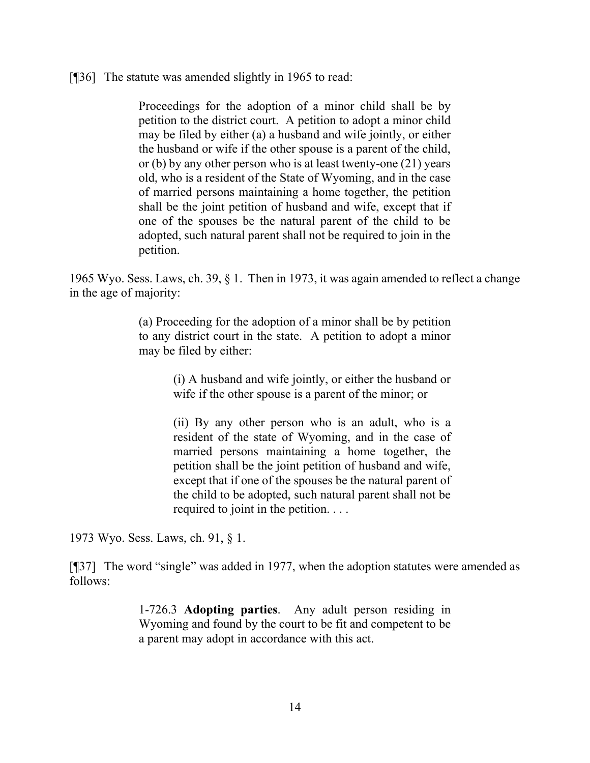[¶36] The statute was amended slightly in 1965 to read:

> Proceedings for the adoption of a minor child shall be by petition to the district court. A petition to adopt a minor child may be filed by either (a) a husband and wife jointly, or either the husband or wife if the other spouse is a parent of the child, or (b) by any other person who is at least twenty-one (21) years old, who is a resident of the State of Wyoming, and in the case of married persons maintaining a home together, the petition shall be the joint petition of husband and wife, except that if one of the spouses be the natural parent of the child to be adopted, such natural parent shall not be required to join in the petition.

1965 Wyo. Sess. Laws, ch. 39, § 1. Then in 1973, it was again amended to reflect a change in the age of majority:

> (a) Proceeding for the adoption of a minor shall be by petition to any district court in the state. A petition to adopt a minor may be filed by either:
>
> > (i) A husband and wife jointly, or either the husband or wife if the other spouse is a parent of the minor; or
> >
> > (ii) By any other person who is an adult, who is a resident of the state of Wyoming, and in the case of married persons maintaining a home together, the petition shall be the joint petition of husband and wife, except that if one of the spouses be the natural parent of the child to be adopted, such natural parent shall not be required to joint in the petition. . . .

1973 Wyo. Sess. Laws, ch. 91, § 1.

[¶37] The word "single" was added in 1977, when the adoption statutes were amended as follows:

> 1-726.3 **Adopting parties**. Any adult person residing in Wyoming and found by the court to be fit and competent to be a parent may adopt in accordance with this act.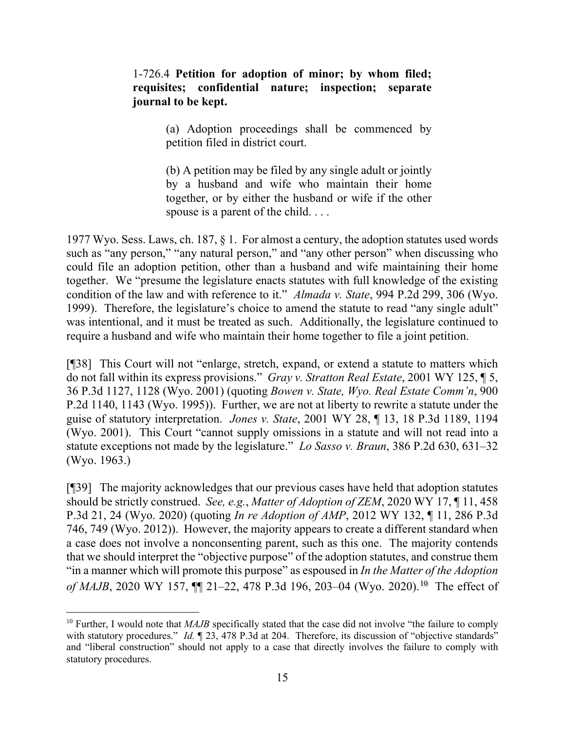> 1-726.4 **Petition for adoption of minor; by whom filed; requisites; confidential nature; inspection; separate journal to be kept.**
>
> > (a) Adoption proceedings shall be commenced by petition filed in district court.
> >
> > (b) A petition may be filed by any single adult or jointly by a husband and wife who maintain their home together, or by either the husband or wife if the other spouse is a parent of the child. . . .

1977 Wyo. Sess. Laws, ch. 187, § 1. For almost a century, the adoption statutes used words such as "any person," "any natural person," and "any other person" when discussing who could file an adoption petition, other than a husband and wife maintaining their home together. We "presume the legislature enacts statutes with full knowledge of the existing condition of the law and with reference to it." *Almada v. State*, 994 P.2d 299, 306 (Wyo. 1999). Therefore, the legislature's choice to amend the statute to read "any single adult" was intentional, and it must be treated as such. Additionally, the legislature continued to require a husband and wife who maintain their home together to file a joint petition.

[¶38] This Court will not "enlarge, stretch, expand, or extend a statute to matters which do not fall within its express provisions." *Gray v. Stratton Real Estate*, 2001 WY 125, ¶ 5, 36 P.3d 1127, 1128 (Wyo. 2001) (quoting *Bowen v. State, Wyo. Real Estate Comm'n*, 900 P.2d 1140, 1143 (Wyo. 1995)). Further, we are not at liberty to rewrite a statute under the guise of statutory interpretation. *Jones v. State*, 2001 WY 28, ¶ 13, 18 P.3d 1189, 1194 (Wyo. 2001). This Court "cannot supply omissions in a statute and will not read into a statute exceptions not made by the legislature." *Lo Sasso v. Braun*, 386 P.2d 630, 631–32 (Wyo. 1963.)

[¶39] The majority acknowledges that our previous cases have held that adoption statutes should be strictly construed. *See, e.g.*, *Matter of Adoption of ZEM*, 2020 WY 17, ¶ 11, 458 P.3d 21, 24 (Wyo. 2020) (quoting *In re Adoption of AMP*, 2012 WY 132, ¶ 11, 286 P.3d 746, 749 (Wyo. 2012)). However, the majority appears to create a different standard when a case does not involve a nonconsenting parent, such as this one. The majority contends that we should interpret the "objective purpose" of the adoption statutes, and construe them "in a manner which will promote this purpose" as espoused in *In the Matter of the Adoption of MAJB*, 2020 WY 157, ¶¶ 21–22, 478 P.3d 196, 203–04 (Wyo. 2020).[10] The effect of

[10] Further, I would note that *MAJB* specifically stated that the case did not involve "the failure to comply with statutory procedures." *Id.* ¶ 23, 478 P.3d at 204. Therefore, its discussion of "objective standards" and "liberal construction" should not apply to a case that directly involves the failure to comply with statutory procedures.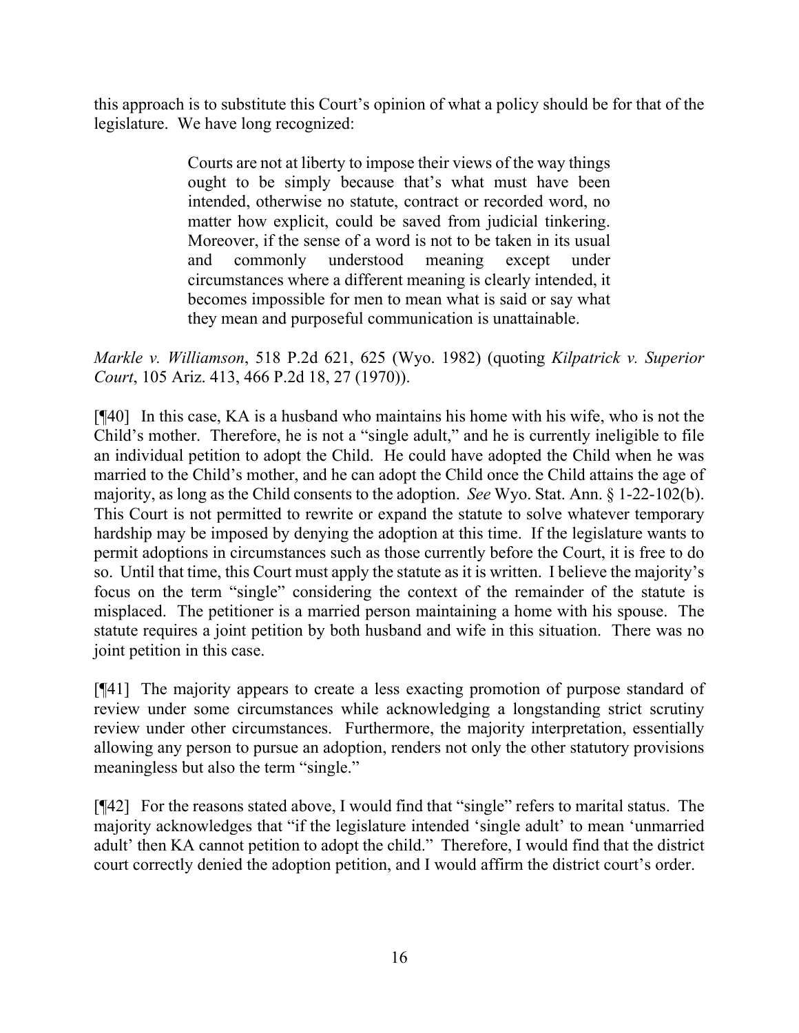this approach is to substitute this Court's opinion of what a policy should be for that of the legislature. We have long recognized:

> Courts are not at liberty to impose their views of the way things ought to be simply because that's what must have been intended, otherwise no statute, contract or recorded word, no matter how explicit, could be saved from judicial tinkering. Moreover, if the sense of a word is not to be taken in its usual and commonly understood meaning except under circumstances where a different meaning is clearly intended, it becomes impossible for men to mean what is said or say what they mean and purposeful communication is unattainable.

*Markle v. Williamson*, 518 P.2d 621, 625 (Wyo. 1982) (quoting *Kilpatrick v. Superior Court*, 105 Ariz. 413, 466 P.2d 18, 27 (1970)).

[¶40] In this case, KA is a husband who maintains his home with his wife, who is not the Child's mother. Therefore, he is not a "single adult," and he is currently ineligible to file an individual petition to adopt the Child. He could have adopted the Child when he was married to the Child's mother, and he can adopt the Child once the Child attains the age of majority, as long as the Child consents to the adoption. *See* Wyo. Stat. Ann. § 1-22-102(b). This Court is not permitted to rewrite or expand the statute to solve whatever temporary hardship may be imposed by denying the adoption at this time. If the legislature wants to permit adoptions in circumstances such as those currently before the Court, it is free to do so. Until that time, this Court must apply the statute as it is written. I believe the majority's focus on the term "single" considering the context of the remainder of the statute is misplaced. The petitioner is a married person maintaining a home with his spouse. The statute requires a joint petition by both husband and wife in this situation. There was no joint petition in this case.

[¶41] The majority appears to create a less exacting promotion of purpose standard of review under some circumstances while acknowledging a longstanding strict scrutiny review under other circumstances. Furthermore, the majority interpretation, essentially allowing any person to pursue an adoption, renders not only the other statutory provisions meaningless but also the term "single."

[¶42] For the reasons stated above, I would find that "single" refers to marital status. The majority acknowledges that "if the legislature intended 'single adult' to mean 'unmarried adult' then KA cannot petition to adopt the child." Therefore, I would find that the district court correctly denied the adoption petition, and I would affirm the district court's order.